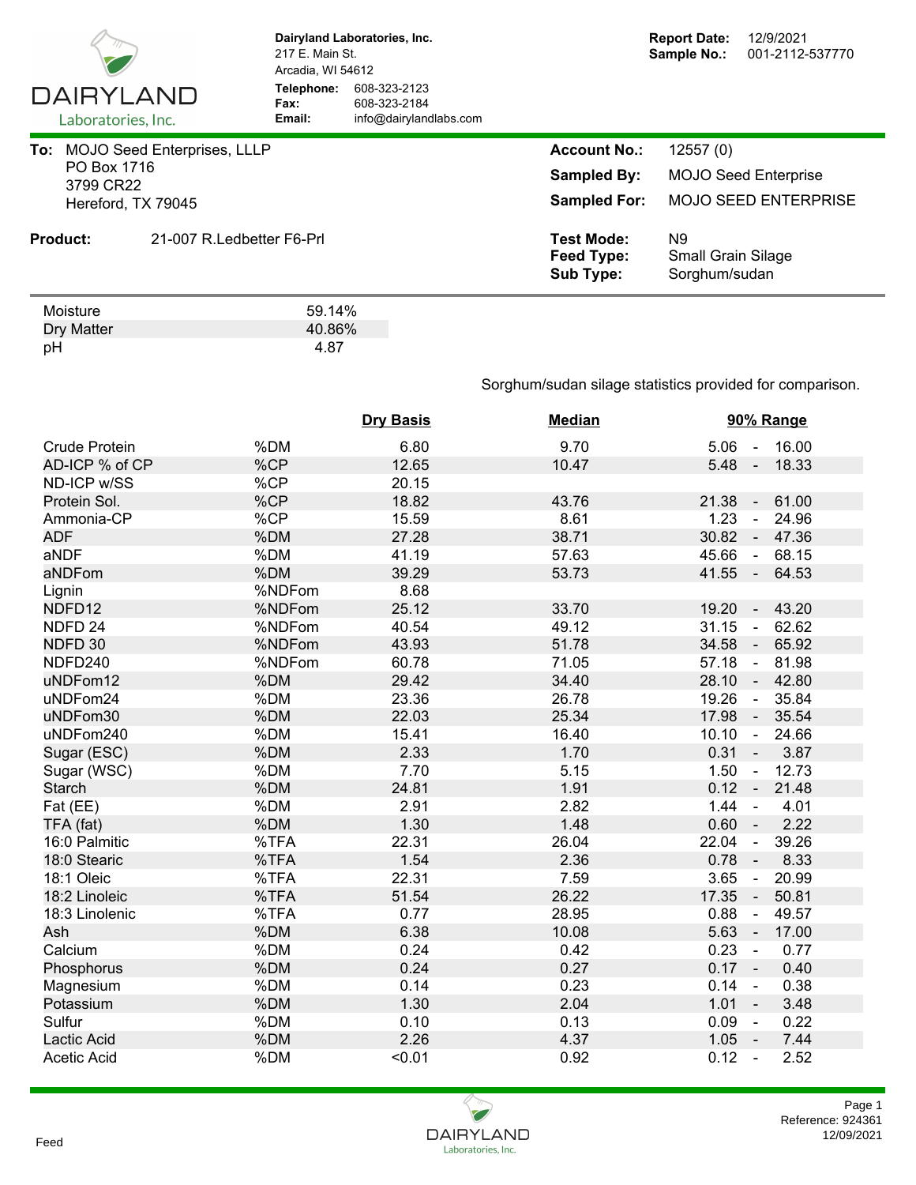**Dairyland Laboratories, Inc.**
217 E. Main St.
Arcadia, WI 54612
**Telephone:** 608-323-2123
**Fax:** 608-323-2184
**Email:** info@dairylandlabs.com

**Report Date:** 12/9/2021
**Sample No.:** 001-2112-537770

**To:** MOJO Seed Enterprises, LLLP
PO Box 1716
3799 CR22
Hereford, TX 79045

**Account No.:** 12557 (0)
**Sampled By:** MOJO Seed Enterprise
**Sampled For:** MOJO SEED ENTERPRISE

**Product:** 21-007 R.Ledbetter F6-Prl

**Test Mode:** N9
**Feed Type:** Small Grain Silage
**Sub Type:** Sorghum/sudan

| | |
|---|---|
| Moisture | 59.14% |
| Dry Matter | 40.86% |
| pH | 4.87 |

Sorghum/sudan silage statistics provided for comparison.

| | | Dry Basis | Median | 90% Range |
|---|---|---|---|---|
| Crude Protein | %DM | 6.80 | 9.70 | 5.06 - 16.00 |
| AD-ICP % of CP | %CP | 12.65 | 10.47 | 5.48 - 18.33 |
| ND-ICP w/SS | %CP | 20.15 | | |
| Protein Sol. | %CP | 18.82 | 43.76 | 21.38 - 61.00 |
| Ammonia-CP | %CP | 15.59 | 8.61 | 1.23 - 24.96 |
| ADF | %DM | 27.28 | 38.71 | 30.82 - 47.36 |
| aNDF | %DM | 41.19 | 57.63 | 45.66 - 68.15 |
| aNDFom | %DM | 39.29 | 53.73 | 41.55 - 64.53 |
| Lignin | %NDFom | 8.68 | | |
| NDFD12 | %NDFom | 25.12 | 33.70 | 19.20 - 43.20 |
| NDFD 24 | %NDFom | 40.54 | 49.12 | 31.15 - 62.62 |
| NDFD 30 | %NDFom | 43.93 | 51.78 | 34.58 - 65.92 |
| NDFD240 | %NDFom | 60.78 | 71.05 | 57.18 - 81.98 |
| uNDFom12 | %DM | 29.42 | 34.40 | 28.10 - 42.80 |
| uNDFom24 | %DM | 23.36 | 26.78 | 19.26 - 35.84 |
| uNDFom30 | %DM | 22.03 | 25.34 | 17.98 - 35.54 |
| uNDFom240 | %DM | 15.41 | 16.40 | 10.10 - 24.66 |
| Sugar (ESC) | %DM | 2.33 | 1.70 | 0.31 - 3.87 |
| Sugar (WSC) | %DM | 7.70 | 5.15 | 1.50 - 12.73 |
| Starch | %DM | 24.81 | 1.91 | 0.12 - 21.48 |
| Fat (EE) | %DM | 2.91 | 2.82 | 1.44 - 4.01 |
| TFA (fat) | %DM | 1.30 | 1.48 | 0.60 - 2.22 |
| 16:0 Palmitic | %TFA | 22.31 | 26.04 | 22.04 - 39.26 |
| 18:0 Stearic | %TFA | 1.54 | 2.36 | 0.78 - 8.33 |
| 18:1 Oleic | %TFA | 22.31 | 7.59 | 3.65 - 20.99 |
| 18:2 Linoleic | %TFA | 51.54 | 26.22 | 17.35 - 50.81 |
| 18:3 Linolenic | %TFA | 0.77 | 28.95 | 0.88 - 49.57 |
| Ash | %DM | 6.38 | 10.08 | 5.63 - 17.00 |
| Calcium | %DM | 0.24 | 0.42 | 0.23 - 0.77 |
| Phosphorus | %DM | 0.24 | 0.27 | 0.17 - 0.40 |
| Magnesium | %DM | 0.14 | 0.23 | 0.14 - 0.38 |
| Potassium | %DM | 1.30 | 2.04 | 1.01 - 3.48 |
| Sulfur | %DM | 0.10 | 0.13 | 0.09 - 0.22 |
| Lactic Acid | %DM | 2.26 | 4.37 | 1.05 - 7.44 |
| Acetic Acid | %DM | <0.01 | 0.92 | 0.12 - 2.52 |

Feed

Reference: 924361
12/09/2021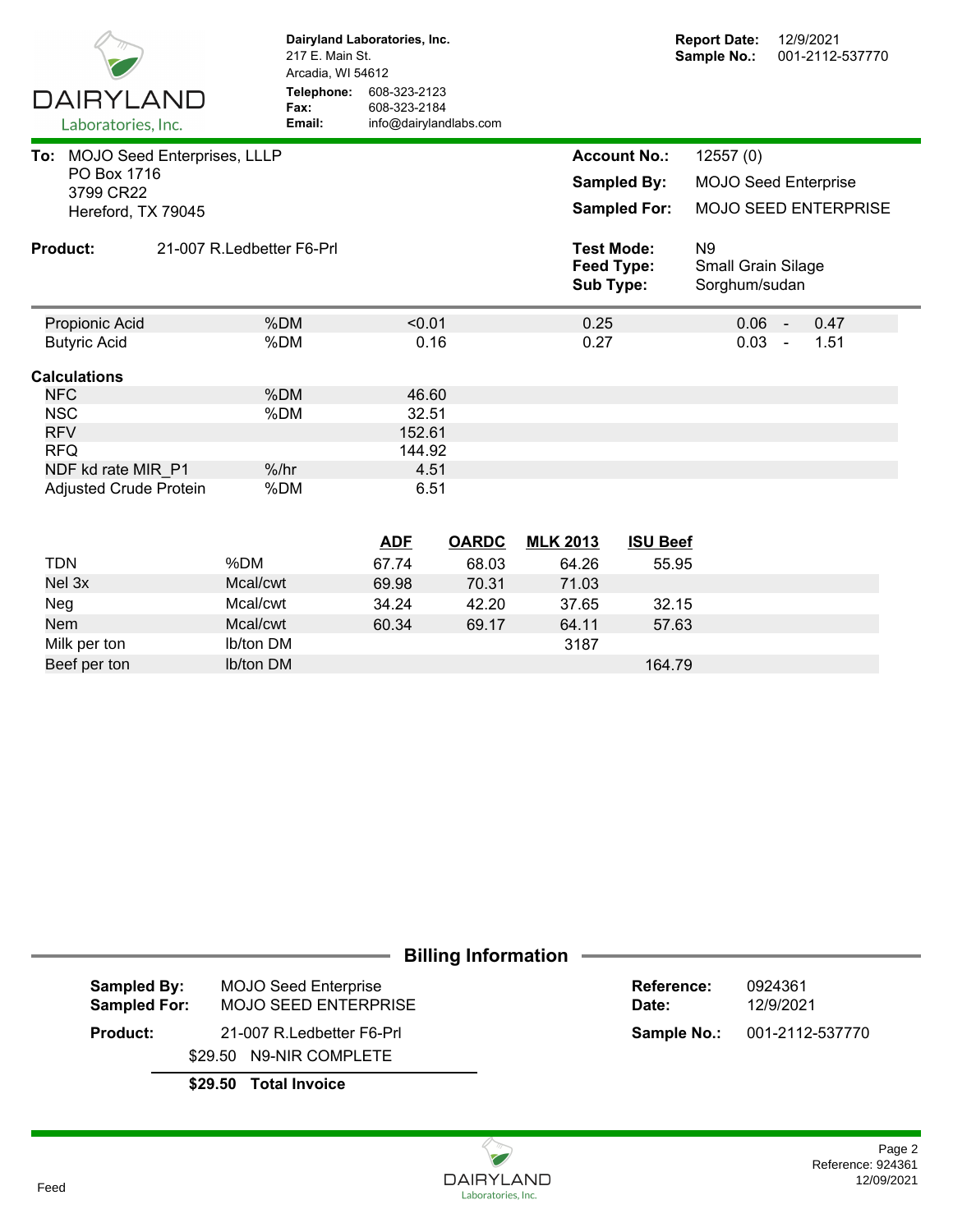**Dairyland Laboratories, Inc.**
217 E. Main St.
Arcadia, WI 54612
**Telephone:** 608-323-2123
**Fax:** 608-323-2184
**Email:** info@dairylandlabs.com

**Report Date:** 12/9/2021
**Sample No.:** 001-2112-537770

**To:** MOJO Seed Enterprises, LLLP
PO Box 1716
3799 CR22
Hereford, TX 79045

**Account No.:** 12557 (0)
**Sampled By:** MOJO Seed Enterprise
**Sampled For:** MOJO SEED ENTERPRISE

**Product:** 21-007 R.Ledbetter F6-Prl

**Test Mode:** N9
**Feed Type:** Small Grain Silage
**Sub Type:** Sorghum/sudan

| | | | | |
|---|---|---|---|---|
| Propionic Acid | %DM | <0.01 | 0.25 | 0.06 - 0.47 |
| Butyric Acid | %DM | 0.16 | 0.27 | 0.03 - 1.51 |

**Calculations**

| | | |
|---|---|---|
| NFC | %DM | 46.60 |
| NSC | %DM | 32.51 |
| RFV | | 152.61 |
| RFQ | | 144.92 |
| NDF kd rate MIR_P1 | %/hr | 4.51 |
| Adjusted Crude Protein | %DM | 6.51 |

| | | ADF | OARDC | MLK 2013 | ISU Beef |
|---|---|---|---|---|---|
| TDN | %DM | 67.74 | 68.03 | 64.26 | 55.95 |
| Nel 3x | Mcal/cwt | 69.98 | 70.31 | 71.03 | |
| Neg | Mcal/cwt | 34.24 | 42.20 | 37.65 | 32.15 |
| Nem | Mcal/cwt | 60.34 | 69.17 | 64.11 | 57.63 |
| Milk per ton | lb/ton DM | | | 3187 | |
| Beef per ton | lb/ton DM | | | | 164.79 |

## Billing Information

**Sampled By:** MOJO Seed Enterprise
**Sampled For:** MOJO SEED ENTERPRISE
**Product:** 21-007 R.Ledbetter F6-Prl
$29.50 N9-NIR COMPLETE
**$29.50 Total Invoice**

**Reference:** 0924361
**Date:** 12/9/2021
**Sample No.:** 001-2112-537770

Feed